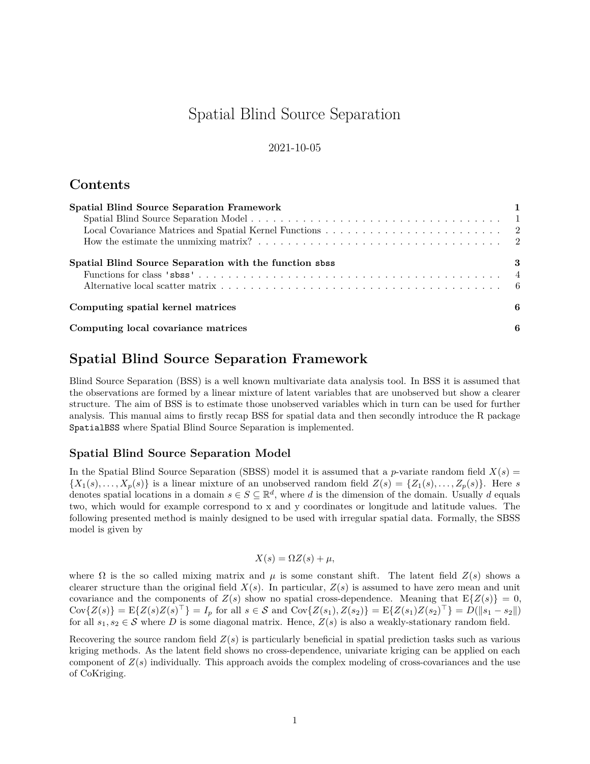# Spatial Blind Source Separation

2021-10-05

## Contents

**Spatial Blind Source Separation Framework** — 1
- Spatial Blind Source Separation Model — 1
- Local Covariance Matrices and Spatial Kernel Functions — 2
- How the estimate the unmixing matrix? — 2

**Spatial Blind Source Separation with the function `sbss`** — 3
- Functions for class `'sbss'` — 4
- Alternative local scatter matrix — 6

**Computing spatial kernel matrices** — 6

**Computing local covariance matrices** — 6

## Spatial Blind Source Separation Framework

Blind Source Separation (BSS) is a well known multivariate data analysis tool. In BSS it is assumed that the observations are formed by a linear mixture of latent variables that are unobserved but show a clearer structure. The aim of BSS is to estimate those unobserved variables which in turn can be used for further analysis. This manual aims to firstly recap BSS for spatial data and then secondly introduce the R package `SpatialBSS` where Spatial Blind Source Separation is implemented.

### Spatial Blind Source Separation Model

In the Spatial Blind Source Separation (SBSS) model it is assumed that a $p$-variate random field $X(s) = \{X_1(s), \ldots, X_p(s)\}$ is a linear mixture of an unobserved random field $Z(s) = \{Z_1(s), \ldots, Z_p(s)\}$. Here $s$ denotes spatial locations in a domain $s \in S \subseteq \mathbb{R}^d$, where $d$ is the dimension of the domain. Usually $d$ equals two, which would for example correspond to x and y coordinates or longitude and latitude values. The following presented method is mainly designed to be used with irregular spatial data. Formally, the SBSS model is given by

$$X(s) = \Omega Z(s) + \mu,$$

where $\Omega$ is the so called mixing matrix and $\mu$ is some constant shift. The latent field $Z(s)$ shows a clearer structure than the original field $X(s)$. In particular, $Z(s)$ is assumed to have zero mean and unit covariance and the components of $Z(s)$ show no spatial cross-dependence. Meaning that $\mathrm{E}\{Z(s)\} = 0$, $\mathrm{Cov}\{Z(s)\} = \mathrm{E}\{Z(s)Z(s)^\top\} = I_p$ for all $s \in \mathcal{S}$ and $\mathrm{Cov}\{Z(s_1), Z(s_2)\} = \mathrm{E}\{Z(s_1)Z(s_2)^\top\} = D(\|s_1 - s_2\|)$ for all $s_1, s_2 \in \mathcal{S}$ where $D$ is some diagonal matrix. Hence, $Z(s)$ is also a weakly-stationary random field.

Recovering the source random field $Z(s)$ is particularly beneficial in spatial prediction tasks such as various kriging methods. As the latent field shows no cross-dependence, univariate kriging can be applied on each component of $Z(s)$ individually. This approach avoids the complex modeling of cross-covariances and the use of CoKriging.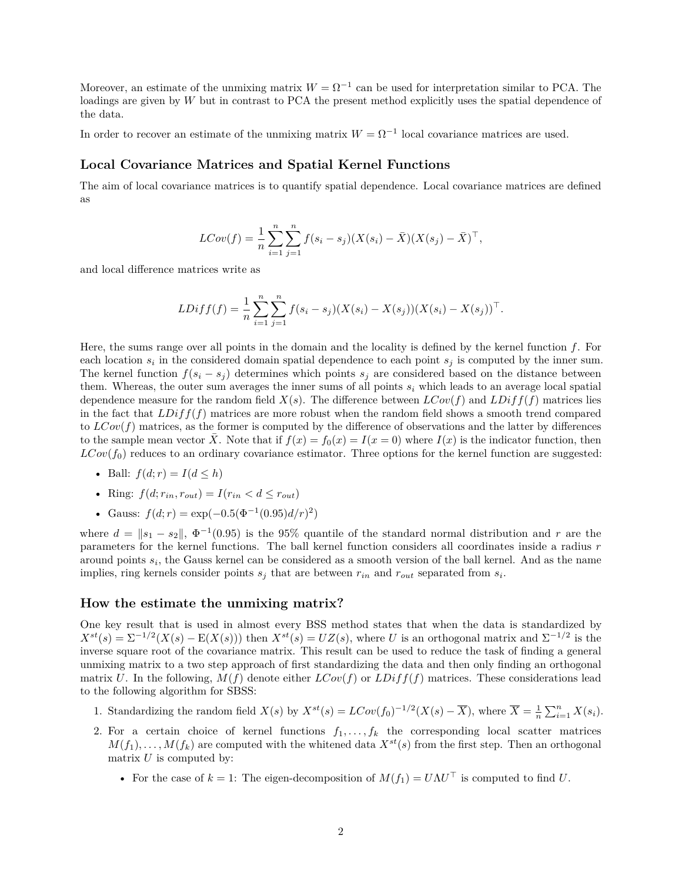Moreover, an estimate of the unmixing matrix $W = \Omega^{-1}$ can be used for interpretation similar to PCA. The loadings are given by $W$ but in contrast to PCA the present method explicitly uses the spatial dependence of the data.

In order to recover an estimate of the unmixing matrix $W = \Omega^{-1}$ local covariance matrices are used.

## Local Covariance Matrices and Spatial Kernel Functions

The aim of local covariance matrices is to quantify spatial dependence. Local covariance matrices are defined as

$$LCov(f) = \frac{1}{n}\sum_{i=1}^{n}\sum_{j=1}^{n} f(s_i - s_j)(X(s_i) - \bar{X})(X(s_j) - \bar{X})^\top,$$

and local difference matrices write as

$$LDiff(f) = \frac{1}{n}\sum_{i=1}^{n}\sum_{j=1}^{n} f(s_i - s_j)(X(s_i) - X(s_j))(X(s_i) - X(s_j))^\top.$$

Here, the sums range over all points in the domain and the locality is defined by the kernel function $f$. For each location $s_i$ in the considered domain spatial dependence to each point $s_j$ is computed by the inner sum. The kernel function $f(s_i - s_j)$ determines which points $s_j$ are considered based on the distance between them. Whereas, the outer sum averages the inner sums of all points $s_i$ which leads to an average local spatial dependence measure for the random field $X(s)$. The difference between $LCov(f)$ and $LDiff(f)$ matrices lies in the fact that $LDiff(f)$ matrices are more robust when the random field shows a smooth trend compared to $LCov(f)$ matrices, as the former is computed by the difference of observations and the latter by differences to the sample mean vector $\bar{X}$. Note that if $f(x) = f_0(x) = I(x = 0)$ where $I(x)$ is the indicator function, then $LCov(f_0)$ reduces to an ordinary covariance estimator. Three options for the kernel function are suggested:

- Ball: $f(d; r) = I(d \leq h)$
- Ring: $f(d; r_{in}, r_{out}) = I(r_{in} < d \leq r_{out})$
- Gauss: $f(d; r) = \exp(-0.5(\Phi^{-1}(0.95)d/r)^2)$

where $d = \|s_1 - s_2\|$, $\Phi^{-1}(0.95)$ is the 95% quantile of the standard normal distribution and $r$ are the parameters for the kernel functions. The ball kernel function considers all coordinates inside a radius $r$ around points $s_i$, the Gauss kernel can be considered as a smooth version of the ball kernel. And as the name implies, ring kernels consider points $s_j$ that are between $r_{in}$ and $r_{out}$ separated from $s_i$.

## How the estimate the unmixing matrix?

One key result that is used in almost every BSS method states that when the data is standardized by $X^{st}(s) = \Sigma^{-1/2}(X(s) - \mathrm{E}(X(s)))$ then $X^{st}(s) = UZ(s)$, where $U$ is an orthogonal matrix and $\Sigma^{-1/2}$ is the inverse square root of the covariance matrix. This result can be used to reduce the task of finding a general unmixing matrix to a two step approach of first standardizing the data and then only finding an orthogonal matrix $U$. In the following, $M(f)$ denote either $LCov(f)$ or $LDiff(f)$ matrices. These considerations lead to the following algorithm for SBSS:

1. Standardizing the random field $X(s)$ by $X^{st}(s) = LCov(f_0)^{-1/2}(X(s) - \overline{X})$, where $\overline{X} = \frac{1}{n}\sum_{i=1}^{n} X(s_i)$.
2. For a certain choice of kernel functions $f_1, \ldots, f_k$ the corresponding local scatter matrices $M(f_1), \ldots, M(f_k)$ are computed with the whitened data $X^{st}(s)$ from the first step. Then an orthogonal matrix $U$ is computed by:
   - For the case of $k = 1$: The eigen-decomposition of $M(f_1) = U\Lambda U^\top$ is computed to find $U$.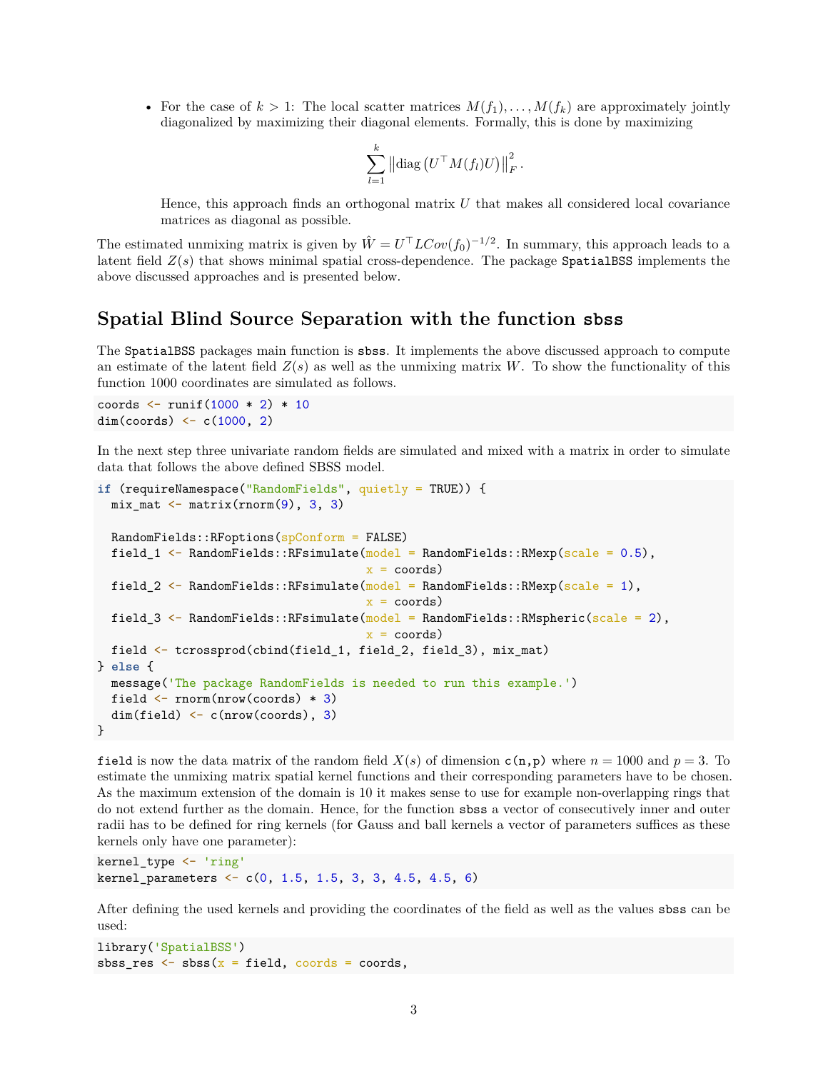- For the case of $k > 1$: The local scatter matrices $M(f_1), \ldots, M(f_k)$ are approximately jointly diagonalized by maximizing their diagonal elements. Formally, this is done by maximizing

$$\sum_{l=1}^{k} \left\| \text{diag}\left(U^\top M(f_l) U\right) \right\|_F^2 .$$

  Hence, this approach finds an orthogonal matrix $U$ that makes all considered local covariance matrices as diagonal as possible.

The estimated unmixing matrix is given by $\hat{W} = U^\top LCov(f_0)^{-1/2}$. In summary, this approach leads to a latent field $Z(s)$ that shows minimal spatial cross-dependence. The package `SpatialBSS` implements the above discussed approaches and is presented below.

## Spatial Blind Source Separation with the function `sbss`

The `SpatialBSS` packages main function is `sbss`. It implements the above discussed approach to compute an estimate of the latent field $Z(s)$ as well as the unmixing matrix $W$. To show the functionality of this function 1000 coordinates are simulated as follows.

```
coords <- runif(1000 * 2) * 10
dim(coords) <- c(1000, 2)
```

In the next step three univariate random fields are simulated and mixed with a matrix in order to simulate data that follows the above defined SBSS model.

```
if (requireNamespace("RandomFields", quietly = TRUE)) {
  mix_mat <- matrix(rnorm(9), 3, 3)

  RandomFields::RFoptions(spConform = FALSE)
  field_1 <- RandomFields::RFsimulate(model = RandomFields::RMexp(scale = 0.5),
                                      x = coords)
  field_2 <- RandomFields::RFsimulate(model = RandomFields::RMexp(scale = 1),
                                      x = coords)
  field_3 <- RandomFields::RFsimulate(model = RandomFields::RMspheric(scale = 2),
                                      x = coords)
  field <- tcrossprod(cbind(field_1, field_2, field_3), mix_mat)
} else {
  message('The package RandomFields is needed to run this example.')
  field <- rnorm(nrow(coords) * 3)
  dim(field) <- c(nrow(coords), 3)
}
```

`field` is now the data matrix of the random field $X(s)$ of dimension `c(n,p)` where $n = 1000$ and $p = 3$. To estimate the unmixing matrix spatial kernel functions and their corresponding parameters have to be chosen. As the maximum extension of the domain is 10 it makes sense to use for example non-overlapping rings that do not extend further as the domain. Hence, for the function `sbss` a vector of consecutively inner and outer radii has to be defined for ring kernels (for Gauss and ball kernels a vector of parameters suffices as these kernels only have one parameter):

```
kernel_type <- 'ring'
kernel_parameters <- c(0, 1.5, 1.5, 3, 3, 4.5, 4.5, 6)
```

After defining the used kernels and providing the coordinates of the field as well as the values `sbss` can be used:

```
library('SpatialBSS')
sbss_res <- sbss(x = field, coords = coords,
```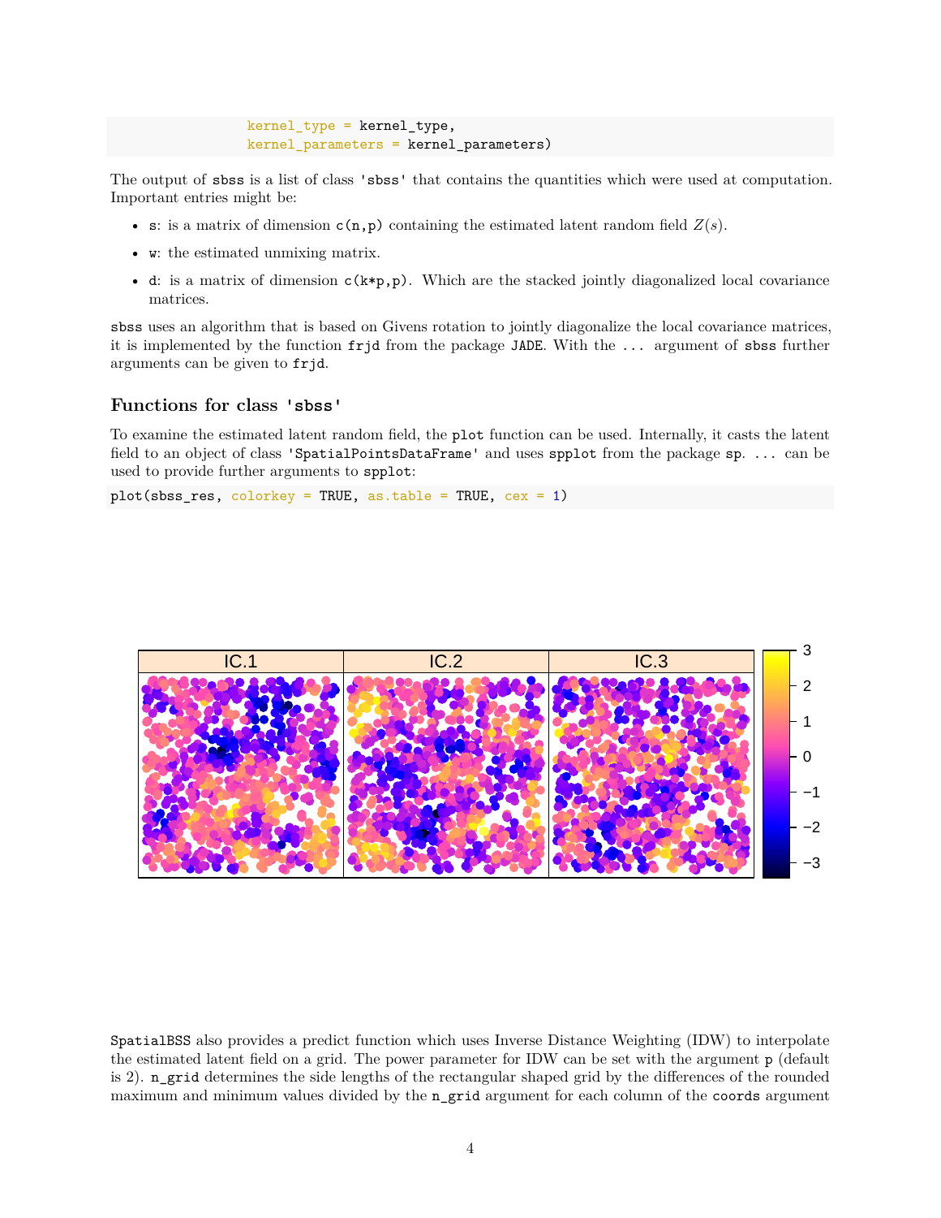```
                    kernel_type = kernel_type,
                    kernel_parameters = kernel_parameters)
```

The output of `sbss` is a list of class `'sbss'` that contains the quantities which were used at computation. Important entries might be:

- `s`: is a matrix of dimension `c(n,p)` containing the estimated latent random field $Z(s)$.
- `w`: the estimated unmixing matrix.
- `d`: is a matrix of dimension `c(k*p,p)`. Which are the stacked jointly diagonalized local covariance matrices.

`sbss` uses an algorithm that is based on Givens rotation to jointly diagonalize the local covariance matrices, it is implemented by the function `frjd` from the package `JADE`. With the `...` argument of `sbss` further arguments can be given to `frjd`.

### Functions for class `'sbss'`

To examine the estimated latent random field, the `plot` function can be used. Internally, it casts the latent field to an object of class `'SpatialPointsDataFrame'` and uses `spplot` from the package `sp`. `...` can be used to provide further arguments to `spplot`:

```
plot(sbss_res, colorkey = TRUE, as.table = TRUE, cex = 1)
```

`SpatialBSS` also provides a predict function which uses Inverse Distance Weighting (IDW) to interpolate the estimated latent field on a grid. The power parameter for IDW can be set with the argument `p` (default is 2). `n_grid` determines the side lengths of the rectangular shaped grid by the differences of the rounded maximum and minimum values divided by the `n_grid` argument for each column of the `coords` argument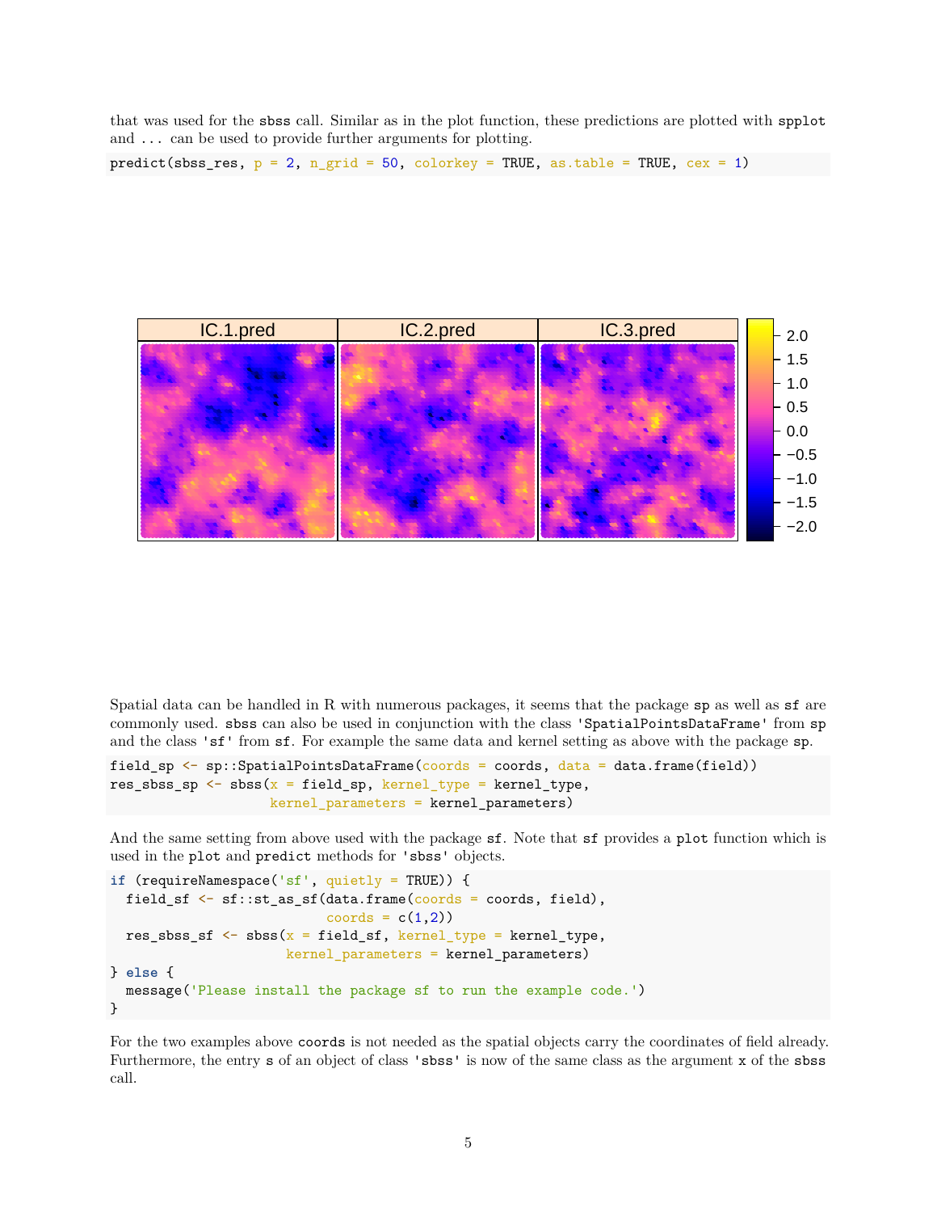that was used for the `sbss` call. Similar as in the plot function, these predictions are plotted with `spplot` and `...` can be used to provide further arguments for plotting.

```
predict(sbss_res, p = 2, n_grid = 50, colorkey = TRUE, as.table = TRUE, cex = 1)
```

Spatial data can be handled in R with numerous packages, it seems that the package `sp` as well as `sf` are commonly used. `sbss` can also be used in conjunction with the class `'SpatialPointsDataFrame'` from `sp` and the class `'sf'` from `sf`. For example the same data and kernel setting as above with the package `sp`.

```
field_sp <- sp::SpatialPointsDataFrame(coords = coords, data = data.frame(field))
res_sbss_sp <- sbss(x = field_sp, kernel_type = kernel_type,
                    kernel_parameters = kernel_parameters)
```

And the same setting from above used with the package `sf`. Note that `sf` provides a `plot` function which is used in the `plot` and `predict` methods for `'sbss'` objects.

```
if (requireNamespace('sf', quietly = TRUE)) {
  field_sf <- sf::st_as_sf(data.frame(coords = coords, field),
                           coords = c(1,2))
  res_sbss_sf <- sbss(x = field_sf, kernel_type = kernel_type,
                      kernel_parameters = kernel_parameters)
} else {
  message('Please install the package sf to run the example code.')
}
```

For the two examples above `coords` is not needed as the spatial objects carry the coordinates of field already. Furthermore, the entry `s` of an object of class `'sbss'` is now of the same class as the argument `x` of the `sbss` call.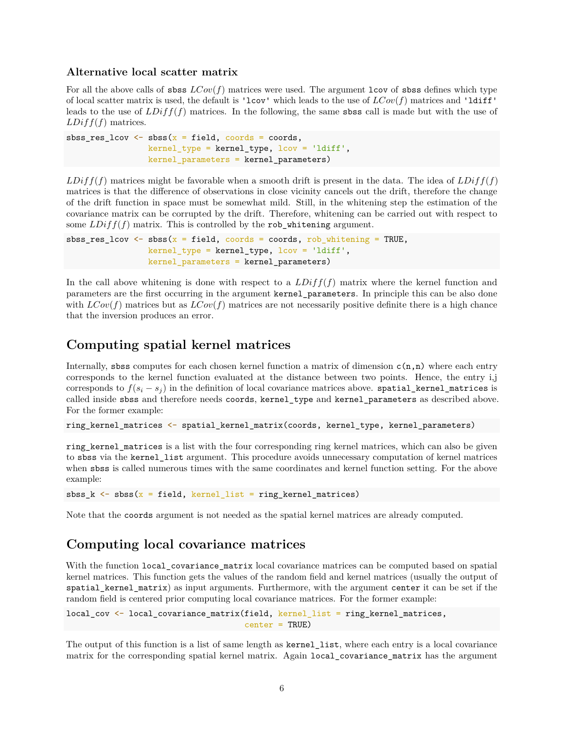### Alternative local scatter matrix

For all the above calls of `sbss` $LCov(f)$ matrices were used. The argument `lcov` of `sbss` defines which type of local scatter matrix is used, the default is `'lcov'` which leads to the use of $LCov(f)$ matrices and `'ldiff'` leads to the use of $LDiff(f)$ matrices. In the following, the same `sbss` call is made but with the use of $LDiff(f)$ matrices.

```
sbss_res_lcov <- sbss(x = field, coords = coords,
                 kernel_type = kernel_type, lcov = 'ldiff',
                 kernel_parameters = kernel_parameters)
```

$LDiff(f)$ matrices might be favorable when a smooth drift is present in the data. The idea of $LDiff(f)$ matrices is that the difference of observations in close vicinity cancels out the drift, therefore the change of the drift function in space must be somewhat mild. Still, in the whitening step the estimation of the covariance matrix can be corrupted by the drift. Therefore, whitening can be carried out with respect to some $LDiff(f)$ matrix. This is controlled by the `rob_whitening` argument.

```
sbss_res_lcov <- sbss(x = field, coords = coords, rob_whitening = TRUE,
                 kernel_type = kernel_type, lcov = 'ldiff',
                 kernel_parameters = kernel_parameters)
```

In the call above whitening is done with respect to a $LDiff(f)$ matrix where the kernel function and parameters are the first occurring in the argument `kernel_parameters`. In principle this can be also done with $LCov(f)$ matrices but as $LCov(f)$ matrices are not necessarily positive definite there is a high chance that the inversion produces an error.

## Computing spatial kernel matrices

Internally, `sbss` computes for each chosen kernel function a matrix of dimension `c(n,n)` where each entry corresponds to the kernel function evaluated at the distance between two points. Hence, the entry i,j corresponds to $f(s_i - s_j)$ in the definition of local covariance matrices above. `spatial_kernel_matrices` is called inside `sbss` and therefore needs `coords`, `kernel_type` and `kernel_parameters` as described above. For the former example:

```
ring_kernel_matrices <- spatial_kernel_matrix(coords, kernel_type, kernel_parameters)
```

`ring_kernel_matrices` is a list with the four corresponding ring kernel matrices, which can also be given to `sbss` via the `kernel_list` argument. This procedure avoids unnecessary computation of kernel matrices when `sbss` is called numerous times with the same coordinates and kernel function setting. For the above example:

```
sbss_k <- sbss(x = field, kernel_list = ring_kernel_matrices)
```

Note that the `coords` argument is not needed as the spatial kernel matrices are already computed.

## Computing local covariance matrices

With the function `local_covariance_matrix` local covariance matrices can be computed based on spatial kernel matrices. This function gets the values of the random field and kernel matrices (usually the output of `spatial_kernel_matrix`) as input arguments. Furthermore, with the argument `center` it can be set if the random field is centered prior computing local covariance matrices. For the former example:

```
local_cov <- local_covariance_matrix(field, kernel_list = ring_kernel_matrices,
                                     center = TRUE)
```

The output of this function is a list of same length as `kernel_list`, where each entry is a local covariance matrix for the corresponding spatial kernel matrix. Again `local_covariance_matrix` has the argument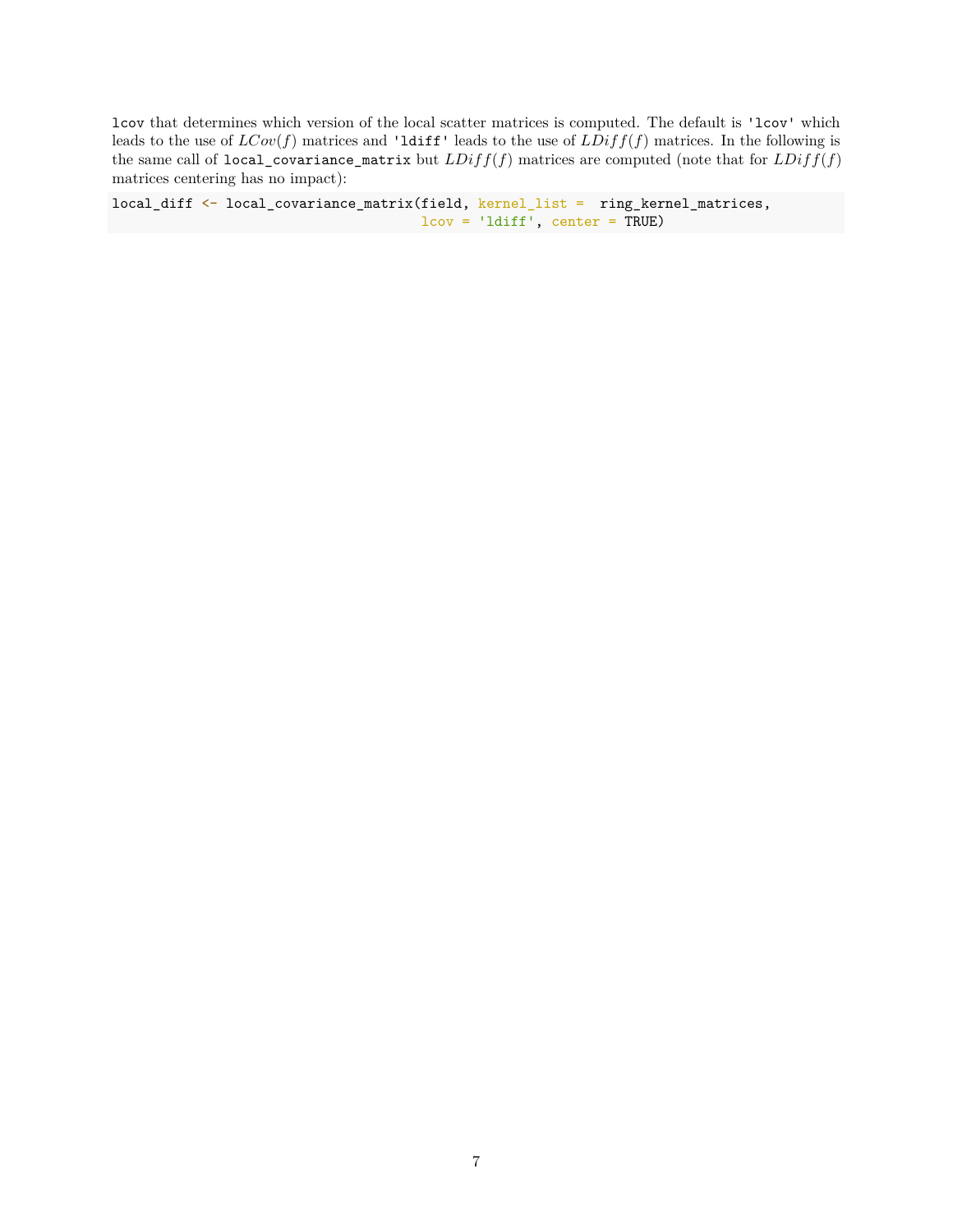`lcov` that determines which version of the local scatter matrices is computed. The default is `'lcov'` which leads to the use of $LCov(f)$ matrices and `'ldiff'` leads to the use of $LDiff(f)$ matrices. In the following is the same call of `local_covariance_matrix` but $LDiff(f)$ matrices are computed (note that for $LDiff(f)$ matrices centering has no impact):

```
local_diff <- local_covariance_matrix(field, kernel_list =  ring_kernel_matrices,
                                      lcov = 'ldiff', center = TRUE)
```